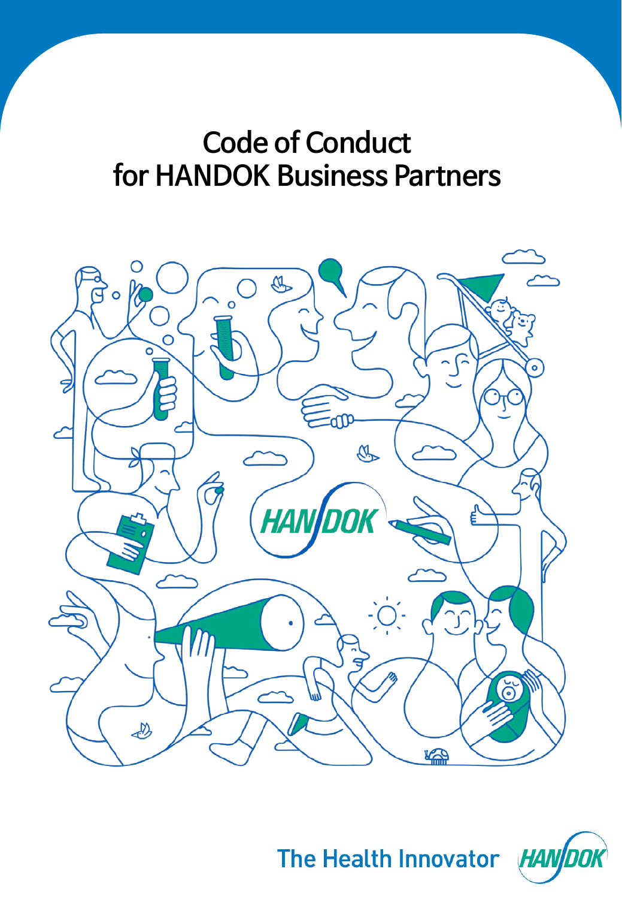# Code of Conduct for HANDOK Business Partners

The Health Innovator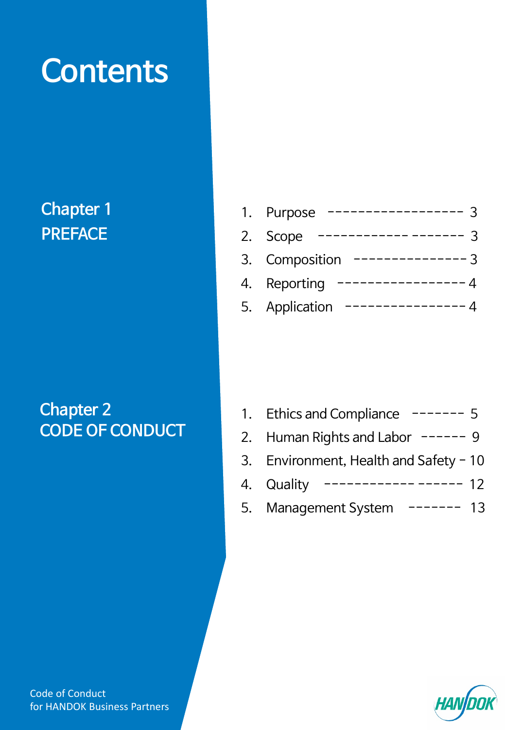# Contents

## Chapter 1 PREFACE

1. Purpose ------------------ 3
2. Scope ------------------- 3
3. Composition --------------- 3
4. Reporting ----------------- 4
5. Application ---------------- 4

## Chapter 2 CODE OF CONDUCT

1. Ethics and Compliance ------- 5
2. Human Rights and Labor ------ 9
3. Environment, Health and Safety - 10
4. Quality ------------------ 12
5. Management System ------- 13

Code of Conduct
for HANDOK Business Partners

HANDOK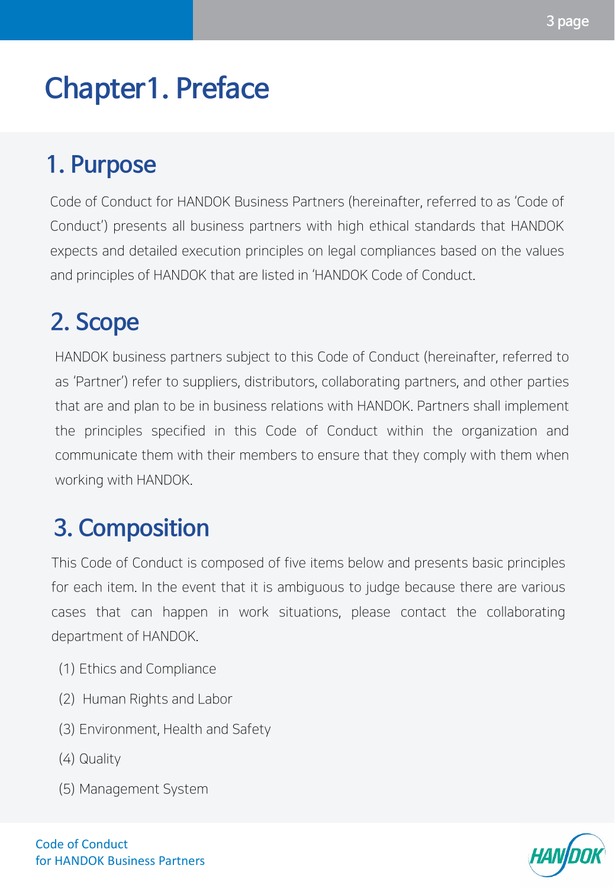# Chapter1. Preface

## 1. Purpose

Code of Conduct for HANDOK Business Partners (hereinafter, referred to as 'Code of Conduct') presents all business partners with high ethical standards that HANDOK expects and detailed execution principles on legal compliances based on the values and principles of HANDOK that are listed in 'HANDOK Code of Conduct.

## 2. Scope

HANDOK business partners subject to this Code of Conduct (hereinafter, referred to as 'Partner') refer to suppliers, distributors, collaborating partners, and other parties that are and plan to be in business relations with HANDOK. Partners shall implement the principles specified in this Code of Conduct within the organization and communicate them with their members to ensure that they comply with them when working with HANDOK.

## 3. Composition

This Code of Conduct is composed of five items below and presents basic principles for each item. In the event that it is ambiguous to judge because there are various cases that can happen in work situations, please contact the collaborating department of HANDOK.

(1) Ethics and Compliance

(2) Human Rights and Labor

(3) Environment, Health and Safety

(4) Quality

(5) Management System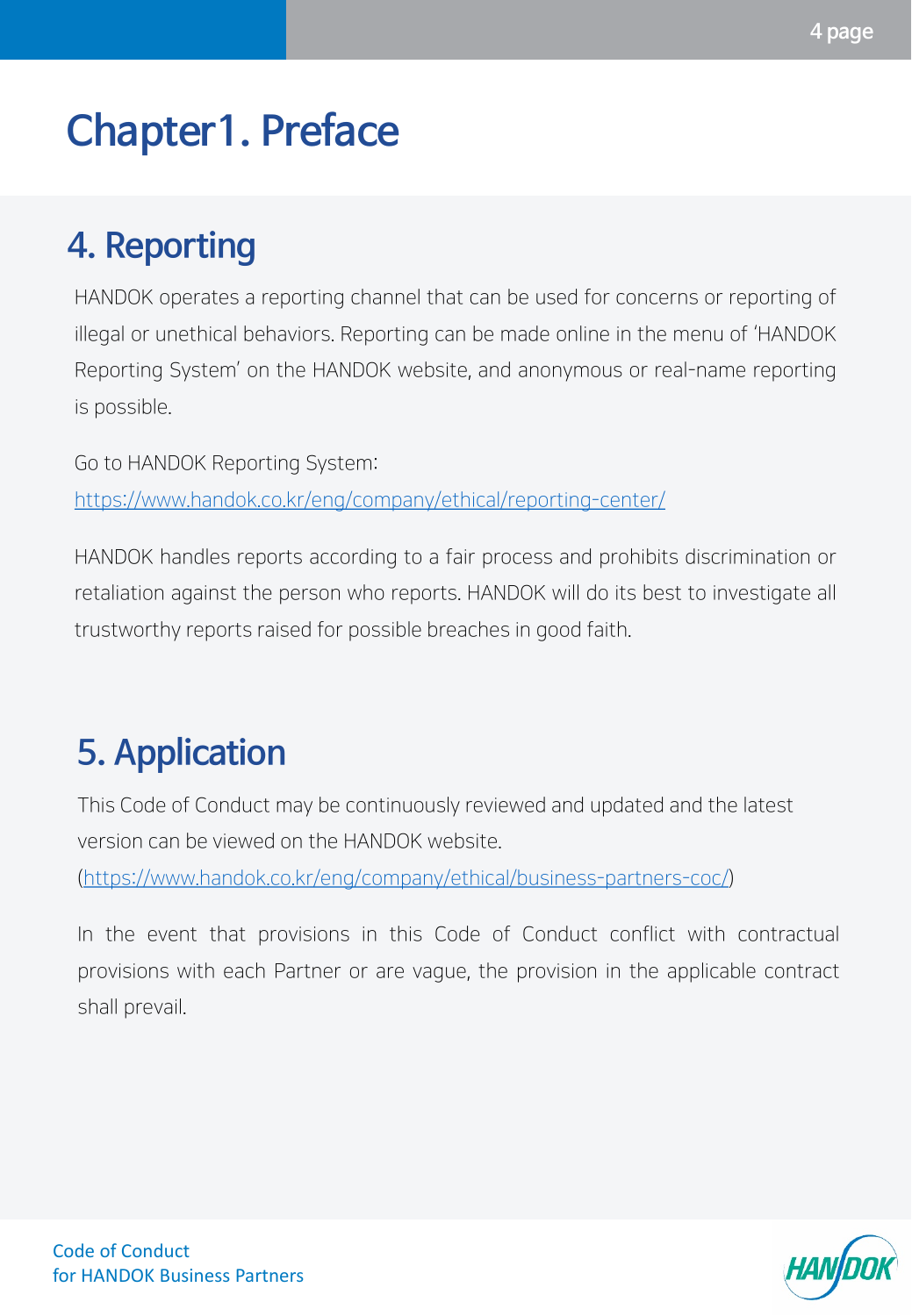# Chapter1. Preface

## 4. Reporting

HANDOK operates a reporting channel that can be used for concerns or reporting of illegal or unethical behaviors. Reporting can be made online in the menu of 'HANDOK Reporting System' on the HANDOK website, and anonymous or real-name reporting is possible.

Go to HANDOK Reporting System:
https://www.handok.co.kr/eng/company/ethical/reporting-center/

HANDOK handles reports according to a fair process and prohibits discrimination or retaliation against the person who reports. HANDOK will do its best to investigate all trustworthy reports raised for possible breaches in good faith.

## 5. Application

This Code of Conduct may be continuously reviewed and updated and the latest version can be viewed on the HANDOK website.
(https://www.handok.co.kr/eng/company/ethical/business-partners-coc/)

In the event that provisions in this Code of Conduct conflict with contractual provisions with each Partner or are vague, the provision in the applicable contract shall prevail.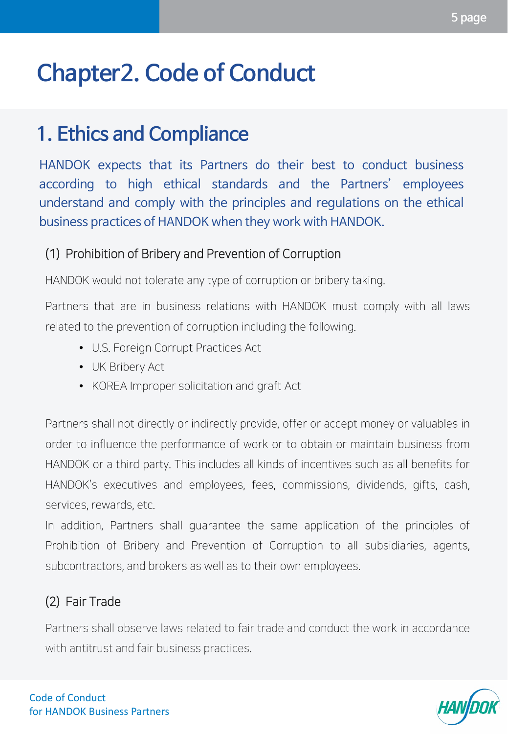# Chapter2. Code of Conduct

## 1. Ethics and Compliance

HANDOK expects that its Partners do their best to conduct business according to high ethical standards and the Partners' employees understand and comply with the principles and regulations on the ethical business practices of HANDOK when they work with HANDOK.

### (1) Prohibition of Bribery and Prevention of Corruption

HANDOK would not tolerate any type of corruption or bribery taking.

Partners that are in business relations with HANDOK must comply with all laws related to the prevention of corruption including the following.

- U.S. Foreign Corrupt Practices Act
- UK Bribery Act
- KOREA Improper solicitation and graft Act

Partners shall not directly or indirectly provide, offer or accept money or valuables in order to influence the performance of work or to obtain or maintain business from HANDOK or a third party. This includes all kinds of incentives such as all benefits for HANDOK's executives and employees, fees, commissions, dividends, gifts, cash, services, rewards, etc.

In addition, Partners shall guarantee the same application of the principles of Prohibition of Bribery and Prevention of Corruption to all subsidiaries, agents, subcontractors, and brokers as well as to their own employees.

### (2) Fair Trade

Partners shall observe laws related to fair trade and conduct the work in accordance with antitrust and fair business practices.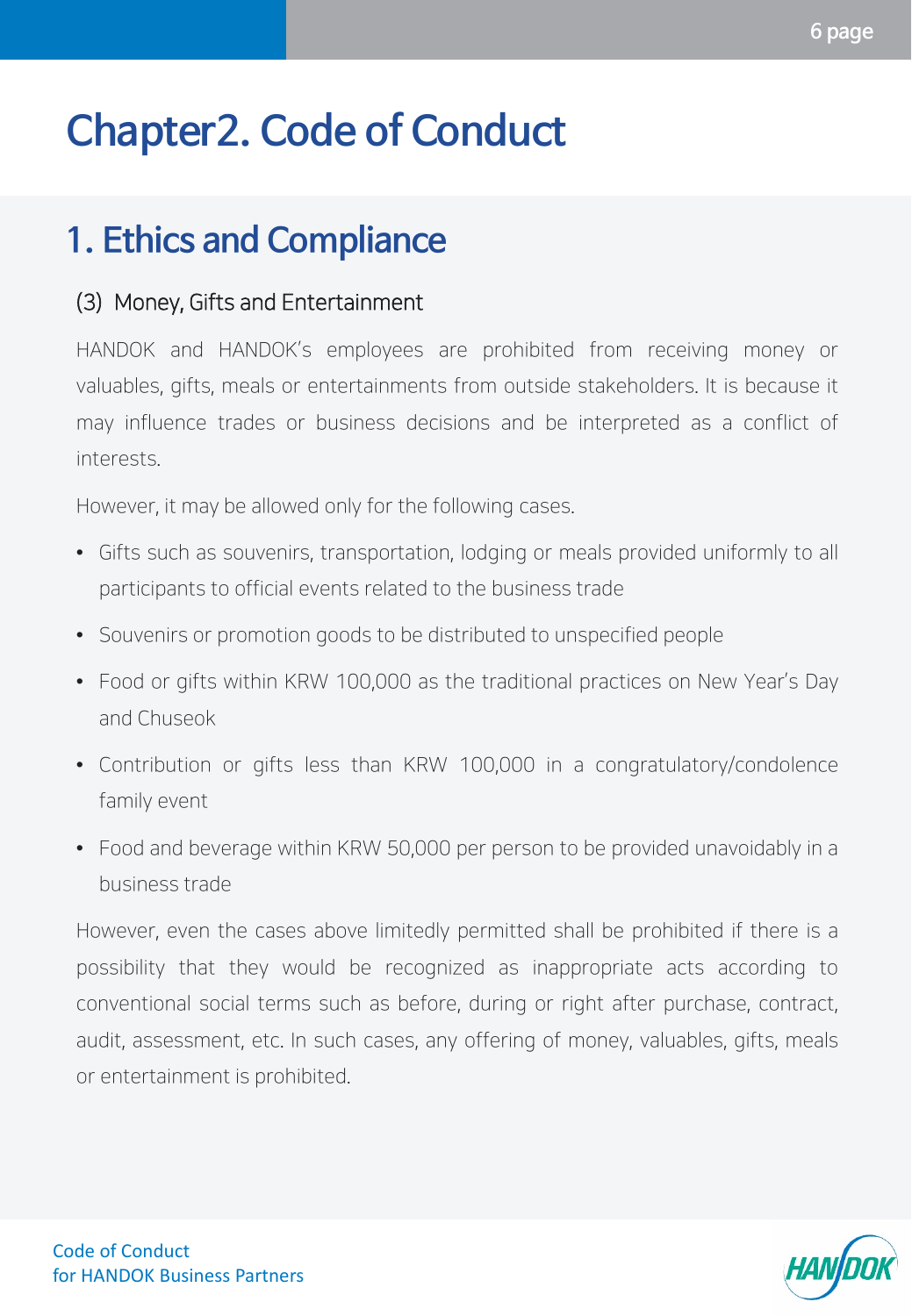# Chapter2. Code of Conduct

## 1. Ethics and Compliance

### (3) Money, Gifts and Entertainment

HANDOK and HANDOK's employees are prohibited from receiving money or valuables, gifts, meals or entertainments from outside stakeholders. It is because it may influence trades or business decisions and be interpreted as a conflict of interests.

However, it may be allowed only for the following cases.

- Gifts such as souvenirs, transportation, lodging or meals provided uniformly to all participants to official events related to the business trade
- Souvenirs or promotion goods to be distributed to unspecified people
- Food or gifts within KRW 100,000 as the traditional practices on New Year's Day and Chuseok
- Contribution or gifts less than KRW 100,000 in a congratulatory/condolence family event
- Food and beverage within KRW 50,000 per person to be provided unavoidably in a business trade

However, even the cases above limitedly permitted shall be prohibited if there is a possibility that they would be recognized as inappropriate acts according to conventional social terms such as before, during or right after purchase, contract, audit, assessment, etc. In such cases, any offering of money, valuables, gifts, meals or entertainment is prohibited.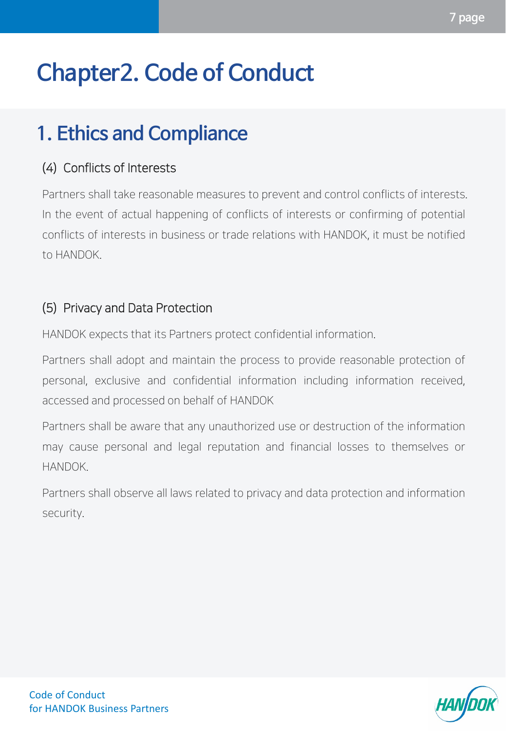# Chapter2. Code of Conduct

## 1. Ethics and Compliance

### (4) Conflicts of Interests

Partners shall take reasonable measures to prevent and control conflicts of interests. In the event of actual happening of conflicts of interests or confirming of potential conflicts of interests in business or trade relations with HANDOK, it must be notified to HANDOK.

### (5) Privacy and Data Protection

HANDOK expects that its Partners protect confidential information.

Partners shall adopt and maintain the process to provide reasonable protection of personal, exclusive and confidential information including information received, accessed and processed on behalf of HANDOK

Partners shall be aware that any unauthorized use or destruction of the information may cause personal and legal reputation and financial losses to themselves or HANDOK.

Partners shall observe all laws related to privacy and data protection and information security.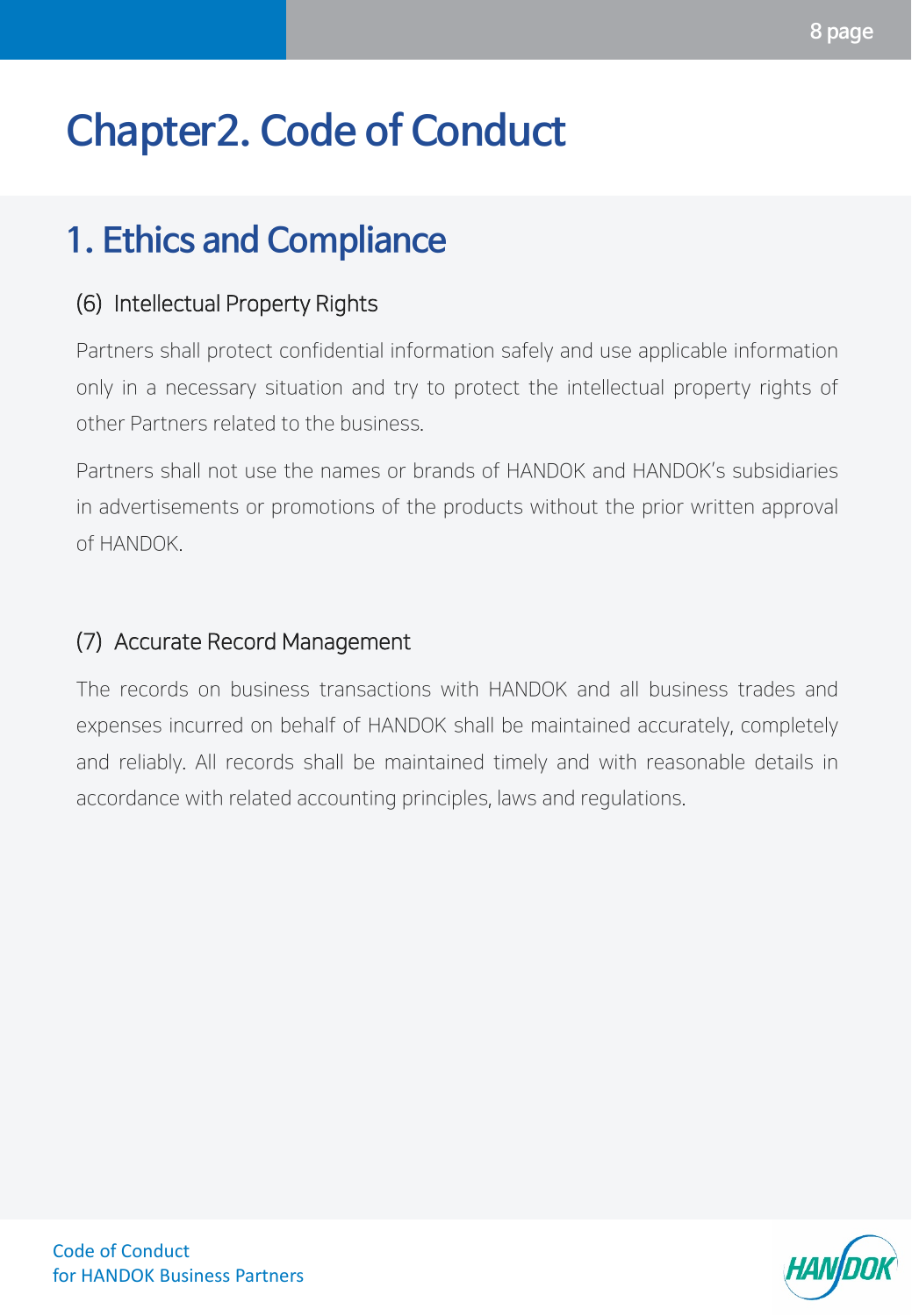# Chapter2. Code of Conduct

## 1. Ethics and Compliance

### (6) Intellectual Property Rights

Partners shall protect confidential information safely and use applicable information only in a necessary situation and try to protect the intellectual property rights of other Partners related to the business.

Partners shall not use the names or brands of HANDOK and HANDOK's subsidiaries in advertisements or promotions of the products without the prior written approval of HANDOK.

### (7) Accurate Record Management

The records on business transactions with HANDOK and all business trades and expenses incurred on behalf of HANDOK shall be maintained accurately, completely and reliably. All records shall be maintained timely and with reasonable details in accordance with related accounting principles, laws and regulations.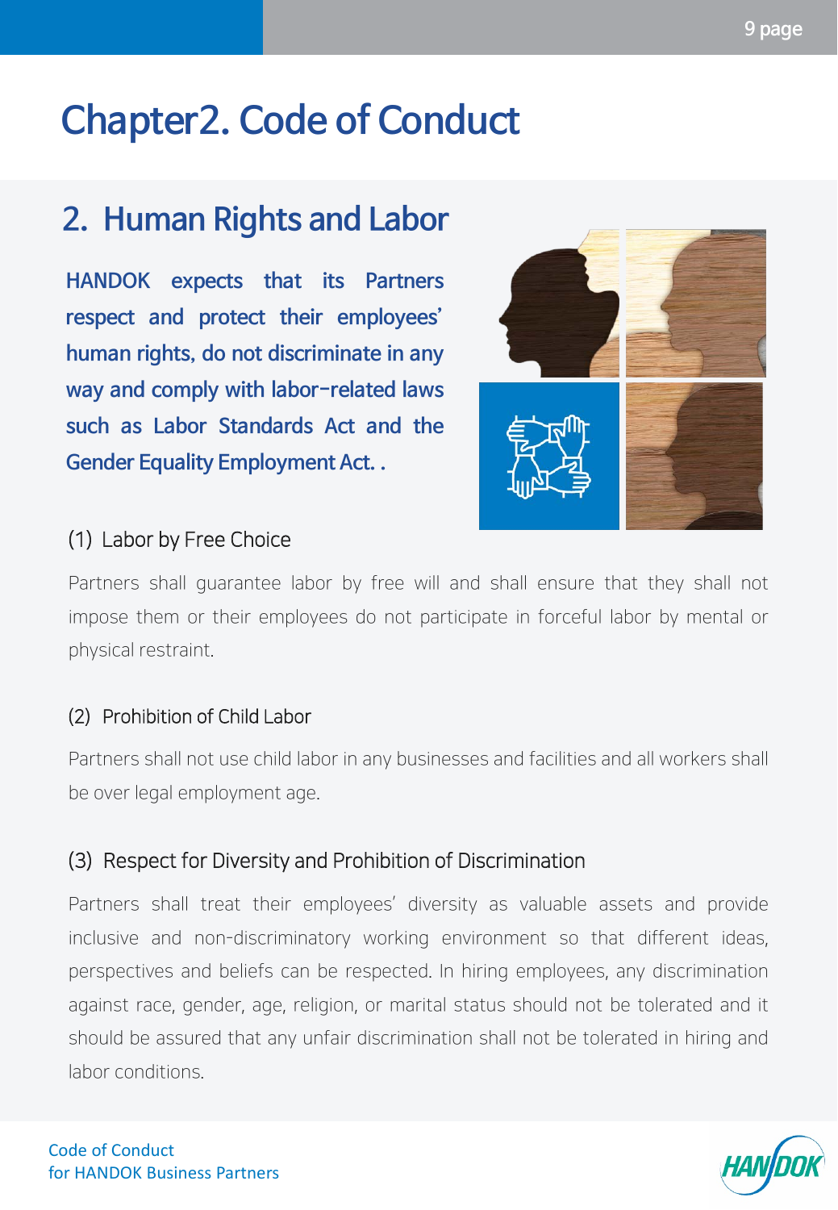# Chapter2. Code of Conduct

## 2. Human Rights and Labor

**HANDOK expects that its Partners respect and protect their employees' human rights, do not discriminate in any way and comply with labor-related laws such as Labor Standards Act and the Gender Equality Employment Act. .**

### (1) Labor by Free Choice

Partners shall guarantee labor by free will and shall ensure that they shall not impose them or their employees do not participate in forceful labor by mental or physical restraint.

### (2) Prohibition of Child Labor

Partners shall not use child labor in any businesses and facilities and all workers shall be over legal employment age.

### (3) Respect for Diversity and Prohibition of Discrimination

Partners shall treat their employees' diversity as valuable assets and provide inclusive and non-discriminatory working environment so that different ideas, perspectives and beliefs can be respected. In hiring employees, any discrimination against race, gender, age, religion, or marital status should not be tolerated and it should be assured that any unfair discrimination shall not be tolerated in hiring and labor conditions.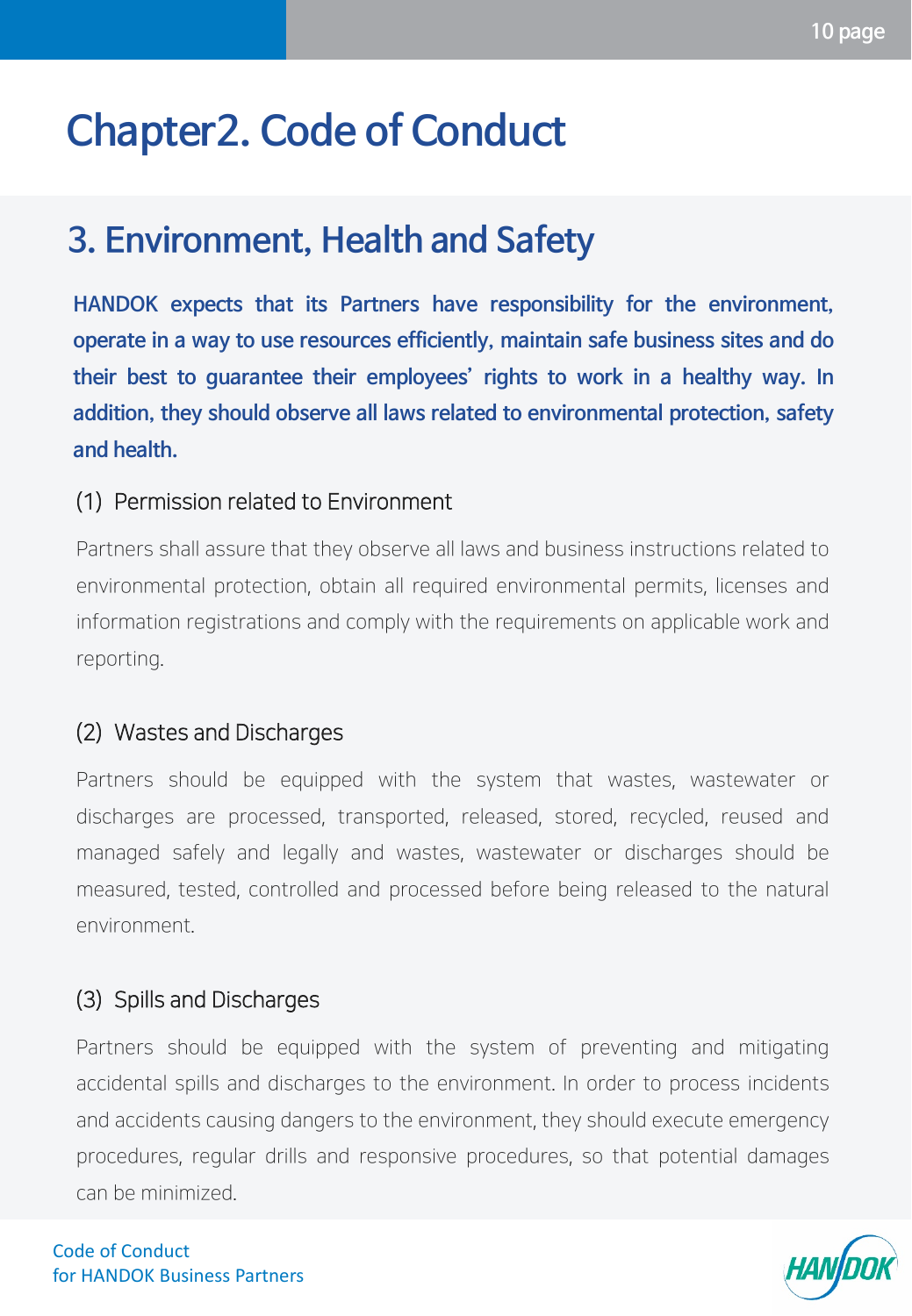# Chapter2. Code of Conduct

## 3. Environment, Health and Safety

**HANDOK expects that its Partners have responsibility for the environment, operate in a way to use resources efficiently, maintain safe business sites and do their best to guarantee their employees' rights to work in a healthy way. In addition, they should observe all laws related to environmental protection, safety and health.**

### (1) Permission related to Environment

Partners shall assure that they observe all laws and business instructions related to environmental protection, obtain all required environmental permits, licenses and information registrations and comply with the requirements on applicable work and reporting.

### (2) Wastes and Discharges

Partners should be equipped with the system that wastes, wastewater or discharges are processed, transported, released, stored, recycled, reused and managed safely and legally and wastes, wastewater or discharges should be measured, tested, controlled and processed before being released to the natural environment.

### (3) Spills and Discharges

Partners should be equipped with the system of preventing and mitigating accidental spills and discharges to the environment. In order to process incidents and accidents causing dangers to the environment, they should execute emergency procedures, regular drills and responsive procedures, so that potential damages can be minimized.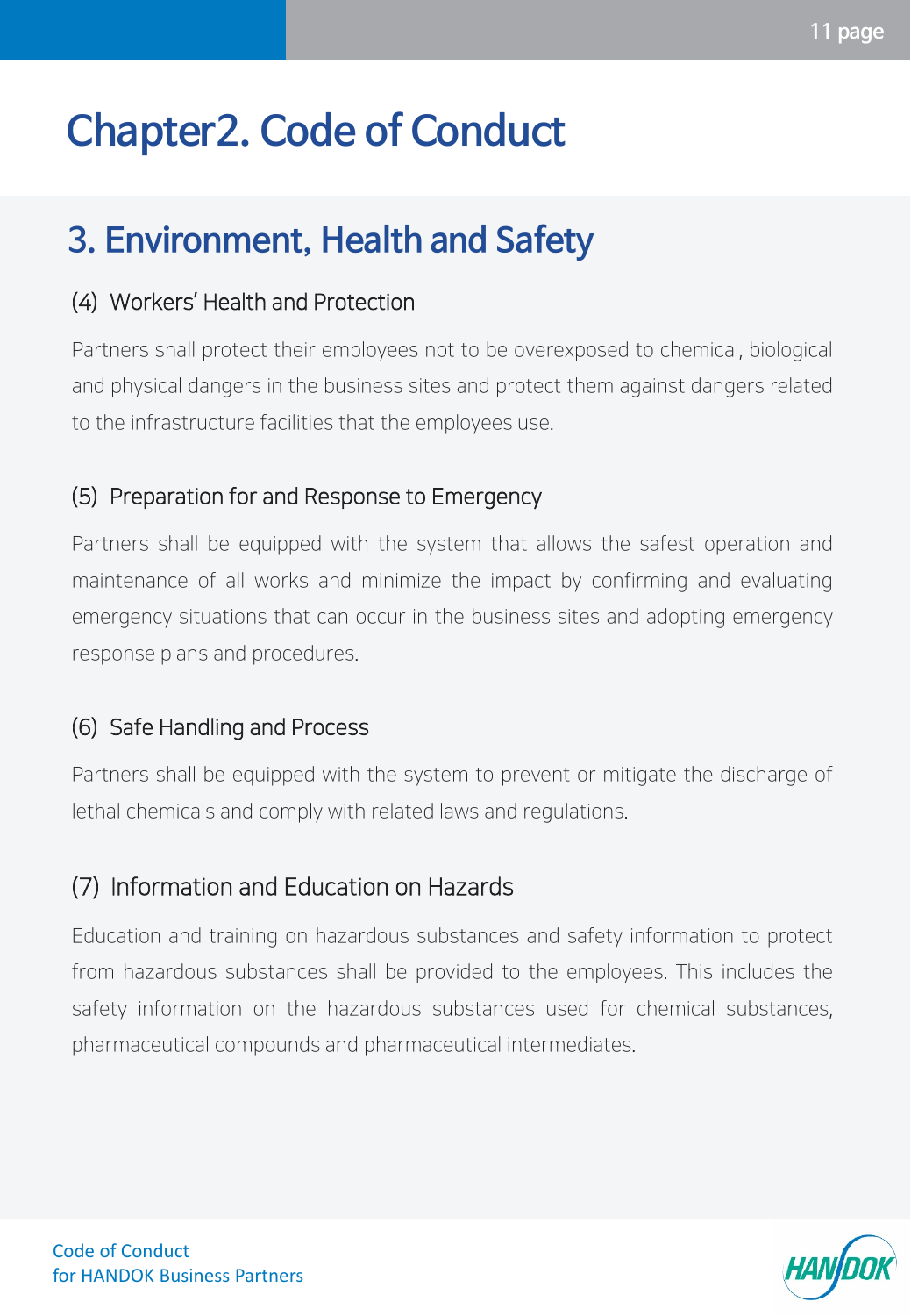# Chapter2. Code of Conduct

## 3. Environment, Health and Safety

### (4) Workers' Health and Protection

Partners shall protect their employees not to be overexposed to chemical, biological and physical dangers in the business sites and protect them against dangers related to the infrastructure facilities that the employees use.

### (5) Preparation for and Response to Emergency

Partners shall be equipped with the system that allows the safest operation and maintenance of all works and minimize the impact by confirming and evaluating emergency situations that can occur in the business sites and adopting emergency response plans and procedures.

### (6) Safe Handling and Process

Partners shall be equipped with the system to prevent or mitigate the discharge of lethal chemicals and comply with related laws and regulations.

### (7) Information and Education on Hazards

Education and training on hazardous substances and safety information to protect from hazardous substances shall be provided to the employees. This includes the safety information on the hazardous substances used for chemical substances, pharmaceutical compounds and pharmaceutical intermediates.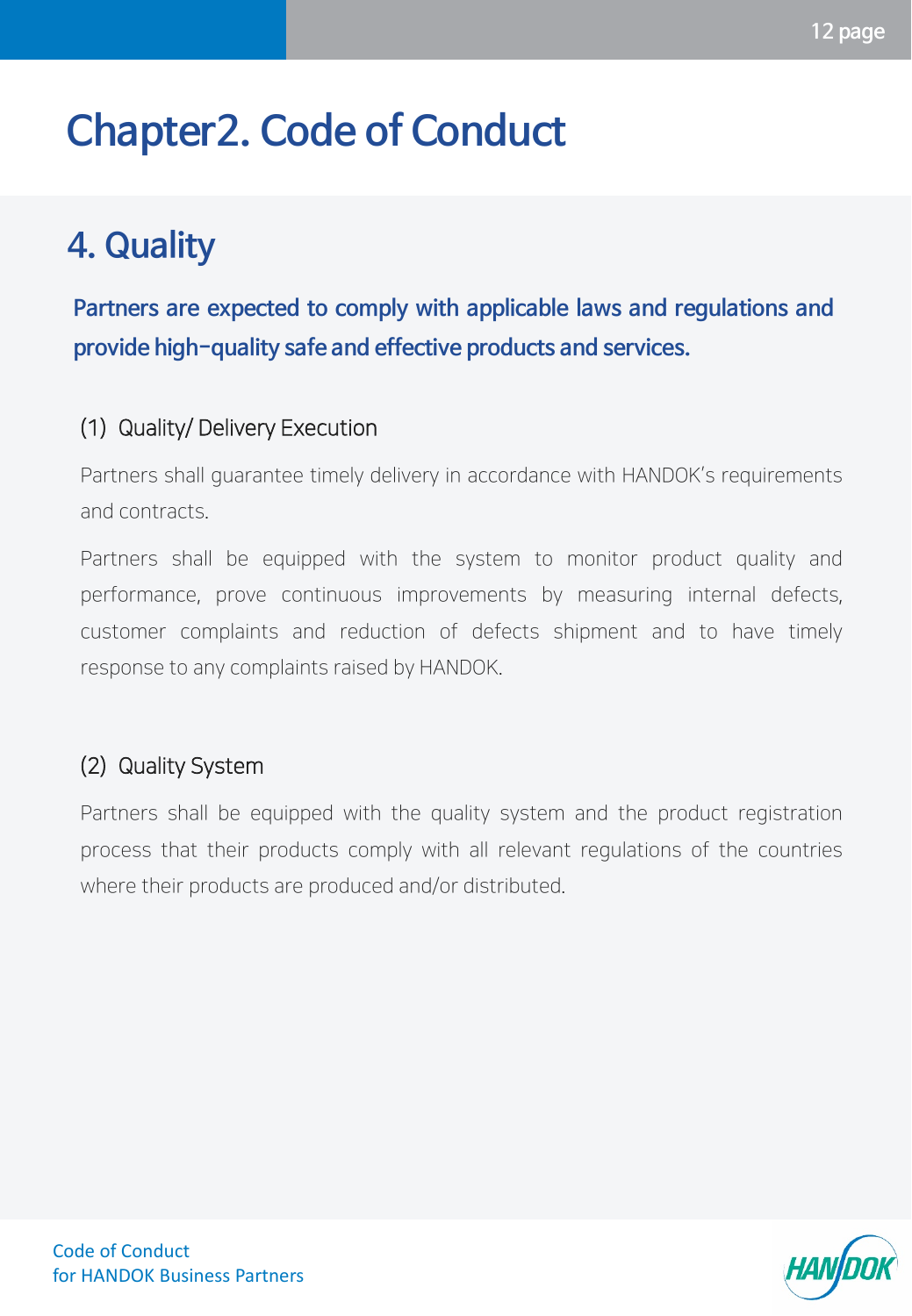# Chapter2. Code of Conduct

## 4. Quality

**Partners are expected to comply with applicable laws and regulations and provide high-quality safe and effective products and services.**

### (1) Quality/ Delivery Execution

Partners shall guarantee timely delivery in accordance with HANDOK's requirements and contracts.

Partners shall be equipped with the system to monitor product quality and performance, prove continuous improvements by measuring internal defects, customer complaints and reduction of defects shipment and to have timely response to any complaints raised by HANDOK.

### (2) Quality System

Partners shall be equipped with the quality system and the product registration process that their products comply with all relevant regulations of the countries where their products are produced and/or distributed.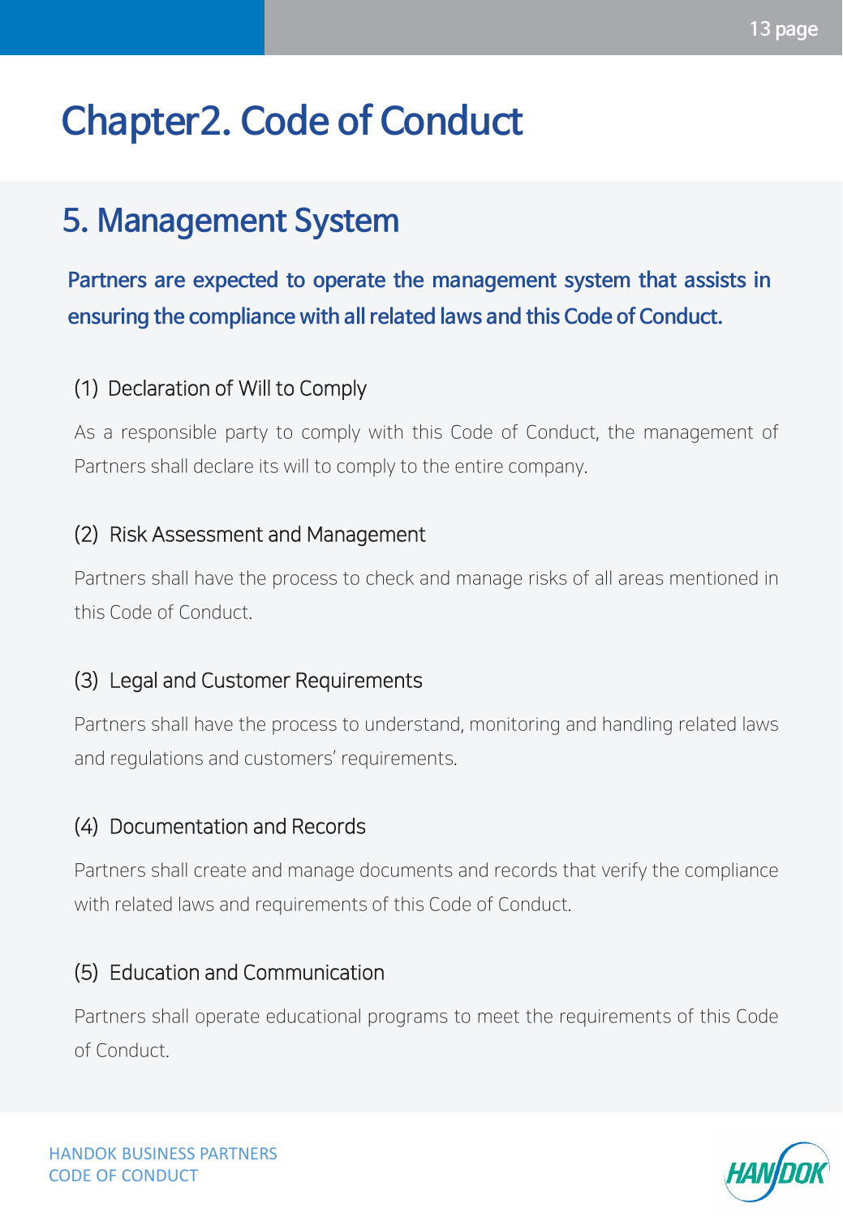# Chapter2. Code of Conduct

## 5. Management System

**Partners are expected to operate the management system that assists in ensuring the compliance with all related laws and this Code of Conduct.**

### (1) Declaration of Will to Comply

As a responsible party to comply with this Code of Conduct, the management of Partners shall declare its will to comply to the entire company.

### (2) Risk Assessment and Management

Partners shall have the process to check and manage risks of all areas mentioned in this Code of Conduct.

### (3) Legal and Customer Requirements

Partners shall have the process to understand, monitoring and handling related laws and regulations and customers' requirements.

### (4) Documentation and Records

Partners shall create and manage documents and records that verify the compliance with related laws and requirements of this Code of Conduct.

### (5) Education and Communication

Partners shall operate educational programs to meet the requirements of this Code of Conduct.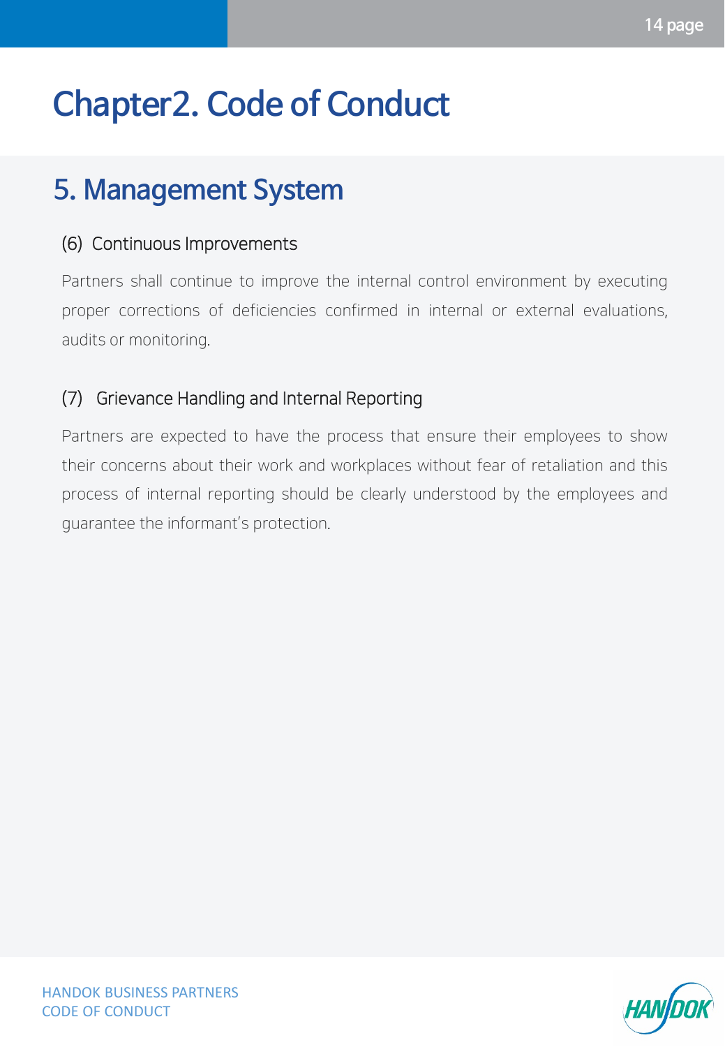# Chapter2. Code of Conduct

## 5. Management System

### (6) Continuous Improvements

Partners shall continue to improve the internal control environment by executing proper corrections of deficiencies confirmed in internal or external evaluations, audits or monitoring.

### (7) Grievance Handling and Internal Reporting

Partners are expected to have the process that ensure their employees to show their concerns about their work and workplaces without fear of retaliation and this process of internal reporting should be clearly understood by the employees and guarantee the informant's protection.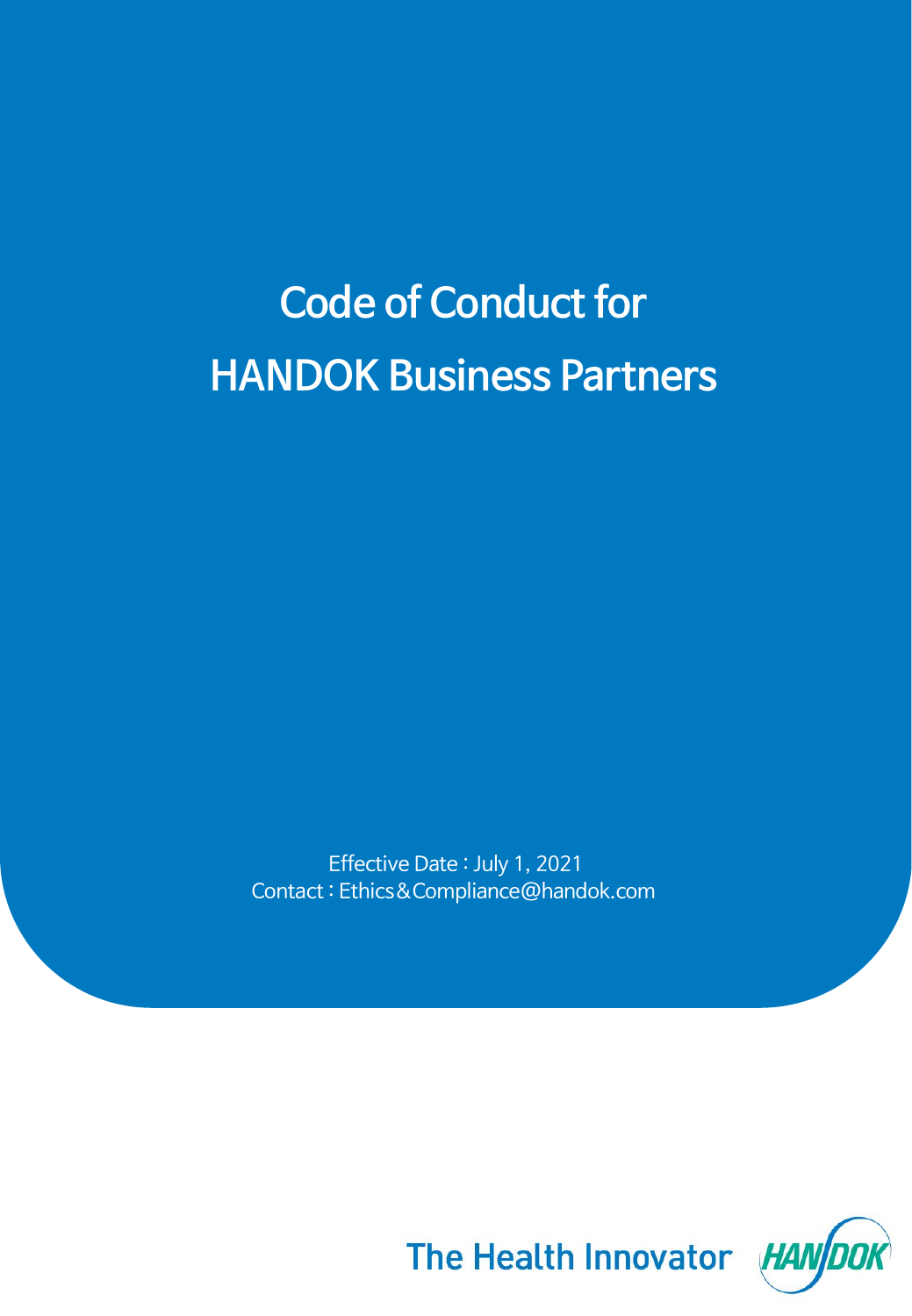# Code of Conduct for HANDOK Business Partners

Effective Date : July 1, 2021
Contact : Ethics&Compliance@handok.com

The Health Innovator HANDOK